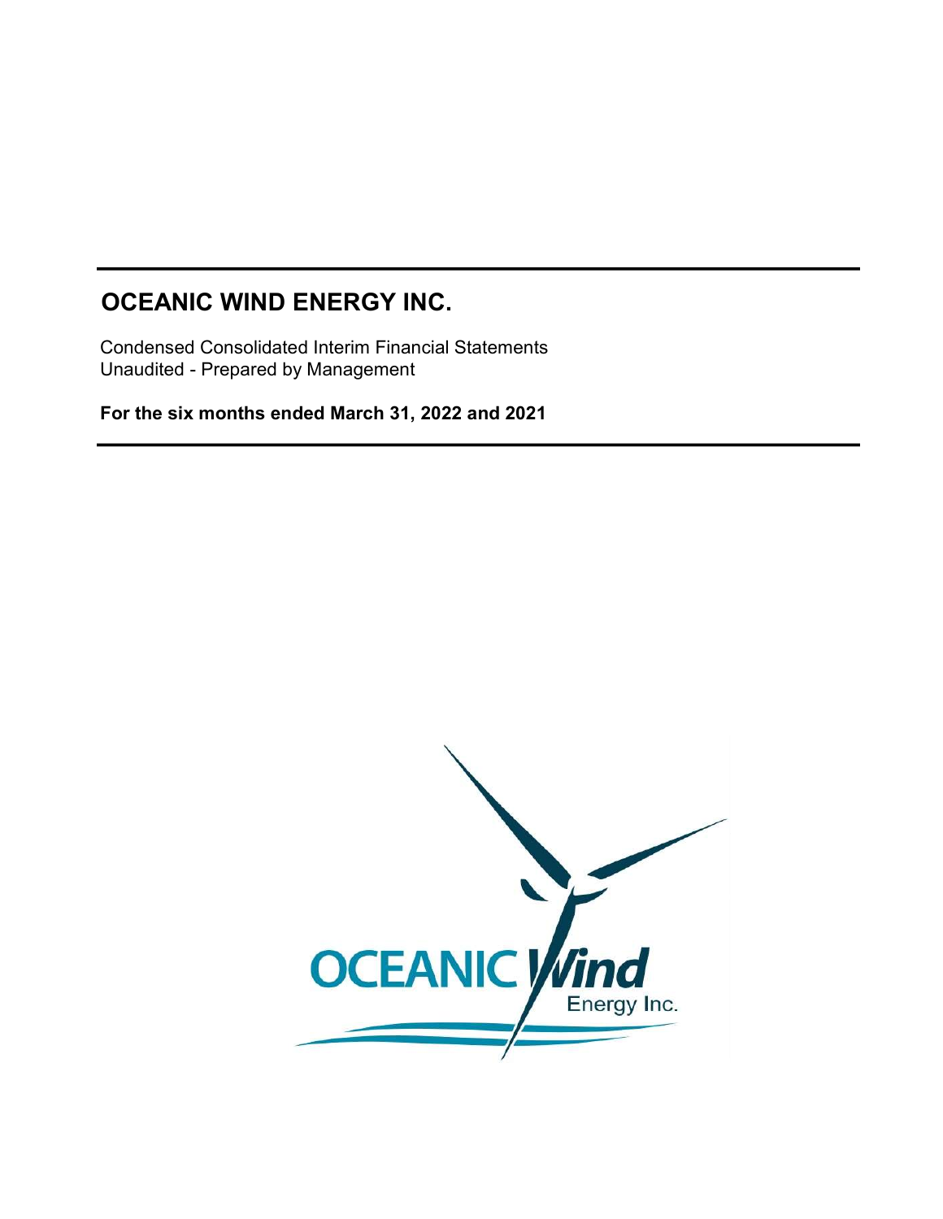# OCEANIC WIND ENERGY INC.

Condensed Consolidated Interim Financial Statements
Unaudited - Prepared by Management

**For the six months ended March 31, 2022 and 2021**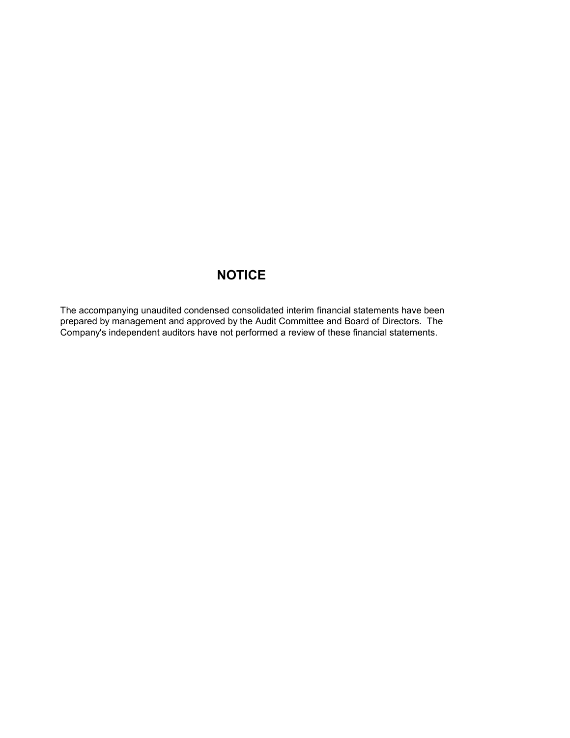# NOTICE

The accompanying unaudited condensed consolidated interim financial statements have been prepared by management and approved by the Audit Committee and Board of Directors. The Company's independent auditors have not performed a review of these financial statements.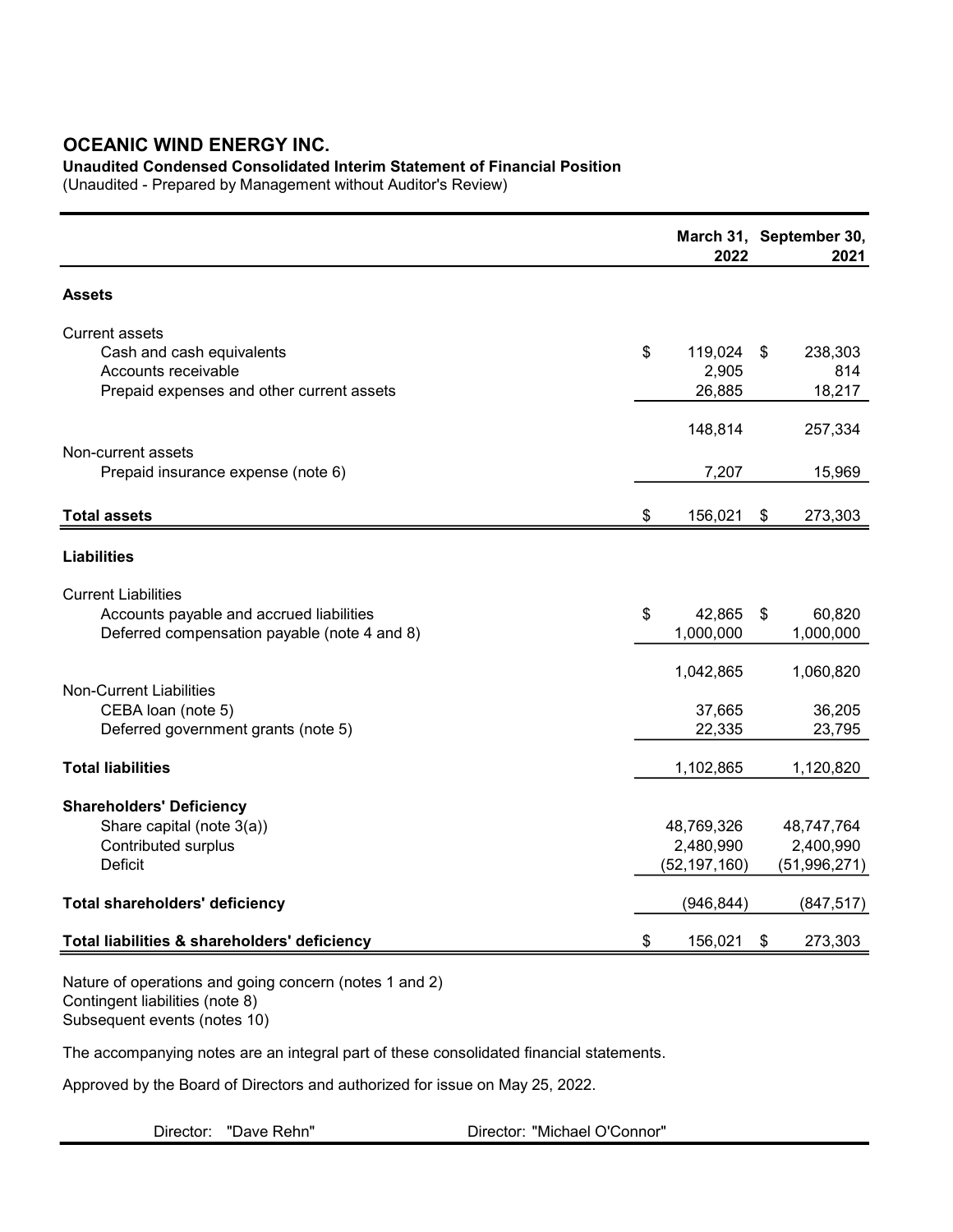# OCEANIC WIND ENERGY INC.

**Unaudited Condensed Consolidated Interim Statement of Financial Position**

(Unaudited - Prepared by Management without Auditor's Review)

| | March 31, 2022 | September 30, 2021 |
|---|---|---|
| **Assets** | | |
| Current assets | | |
| Cash and cash equivalents | $ 119,024 | $ 238,303 |
| Accounts receivable | 2,905 | 814 |
| Prepaid expenses and other current assets | 26,885 | 18,217 |
| | 148,814 | 257,334 |
| Non-current assets | | |
| Prepaid insurance expense (note 6) | 7,207 | 15,969 |
| **Total assets** | $ 156,021 | $ 273,303 |
| **Liabilities** | | |
| Current Liabilities | | |
| Accounts payable and accrued liabilities | $ 42,865 | $ 60,820 |
| Deferred compensation payable (note 4 and 8) | 1,000,000 | 1,000,000 |
| | 1,042,865 | 1,060,820 |
| Non-Current Liabilities | | |
| CEBA loan (note 5) | 37,665 | 36,205 |
| Deferred government grants (note 5) | 22,335 | 23,795 |
| **Total liabilities** | 1,102,865 | 1,120,820 |
| **Shareholders' Deficiency** | | |
| Share capital (note 3(a)) | 48,769,326 | 48,747,764 |
| Contributed surplus | 2,480,990 | 2,400,990 |
| Deficit | (52,197,160) | (51,996,271) |
| **Total shareholders' deficiency** | (946,844) | (847,517) |
| **Total liabilities & shareholders' deficiency** | $ 156,021 | $ 273,303 |

Nature of operations and going concern (notes 1 and 2)
Contingent liabilities (note 8)
Subsequent events (notes 10)

The accompanying notes are an integral part of these consolidated financial statements.

Approved by the Board of Directors and authorized for issue on May 25, 2022.

Director: "Dave Rehn" Director: "Michael O'Connor"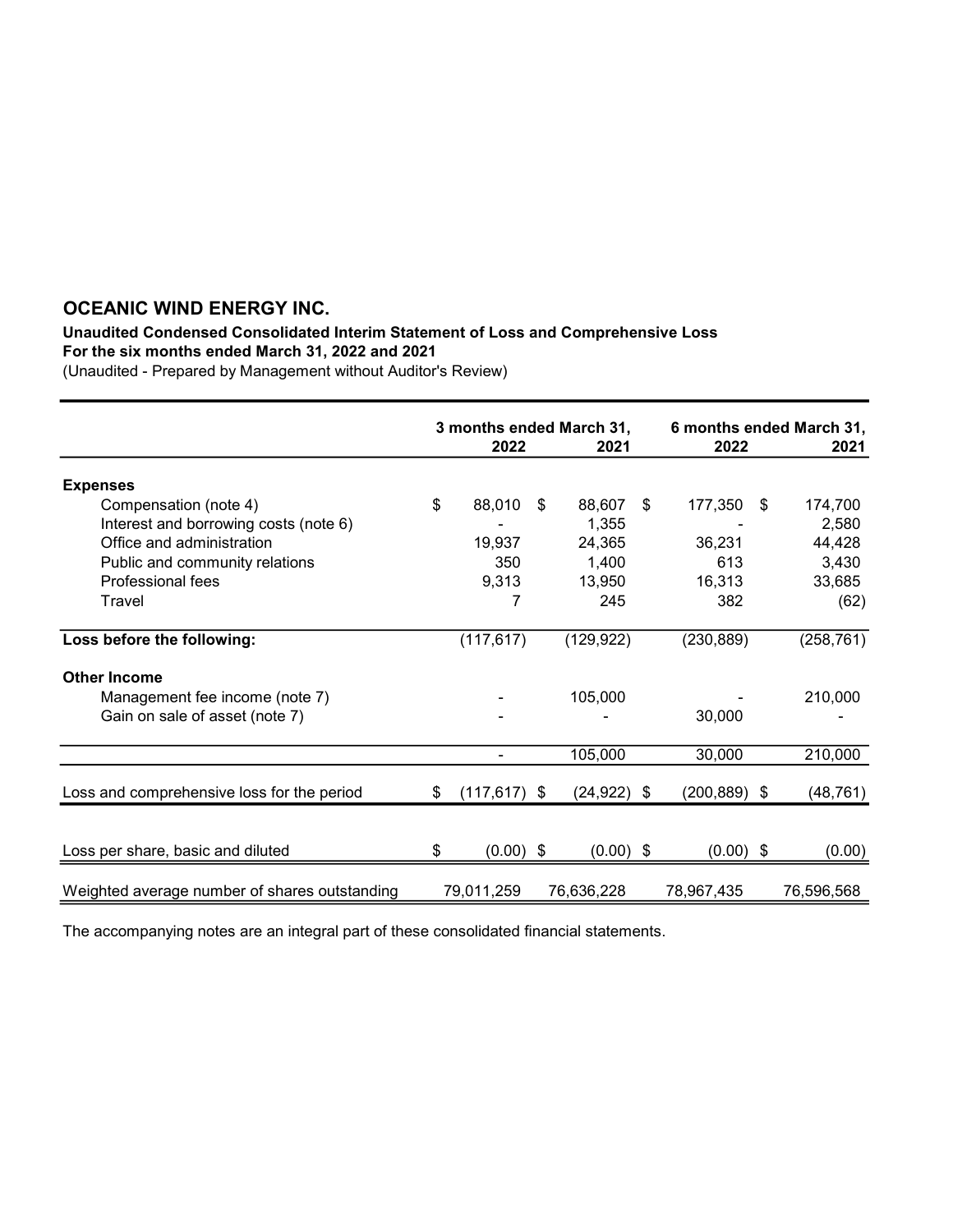# OCEANIC WIND ENERGY INC.

**Unaudited Condensed Consolidated Interim Statement of Loss and Comprehensive Loss**
**For the six months ended March 31, 2022 and 2021**
(Unaudited - Prepared by Management without Auditor's Review)

| | 3 months ended March 31, | | 6 months ended March 31, | |
|---|---|---|---|---|
| | 2022 | 2021 | 2022 | 2021 |
| **Expenses** | | | | |
| Compensation (note 4) | $ 88,010 | $ 88,607 | $ 177,350 | $ 174,700 |
| Interest and borrowing costs (note 6) | - | 1,355 | - | 2,580 |
| Office and administration | 19,937 | 24,365 | 36,231 | 44,428 |
| Public and community relations | 350 | 1,400 | 613 | 3,430 |
| Professional fees | 9,313 | 13,950 | 16,313 | 33,685 |
| Travel | 7 | 245 | 382 | (62) |
| **Loss before the following:** | (117,617) | (129,922) | (230,889) | (258,761) |
| **Other Income** | | | | |
| Management fee income (note 7) | - | 105,000 | - | 210,000 |
| Gain on sale of asset (note 7) | - | - | 30,000 | - |
| | - | 105,000 | 30,000 | 210,000 |
| Loss and comprehensive loss for the period | $ (117,617) | $ (24,922) | $ (200,889) | $ (48,761) |
| Loss per share, basic and diluted | $ (0.00) | $ (0.00) | $ (0.00) | $ (0.00) |
| Weighted average number of shares outstanding | 79,011,259 | 76,636,228 | 78,967,435 | 76,596,568 |

The accompanying notes are an integral part of these consolidated financial statements.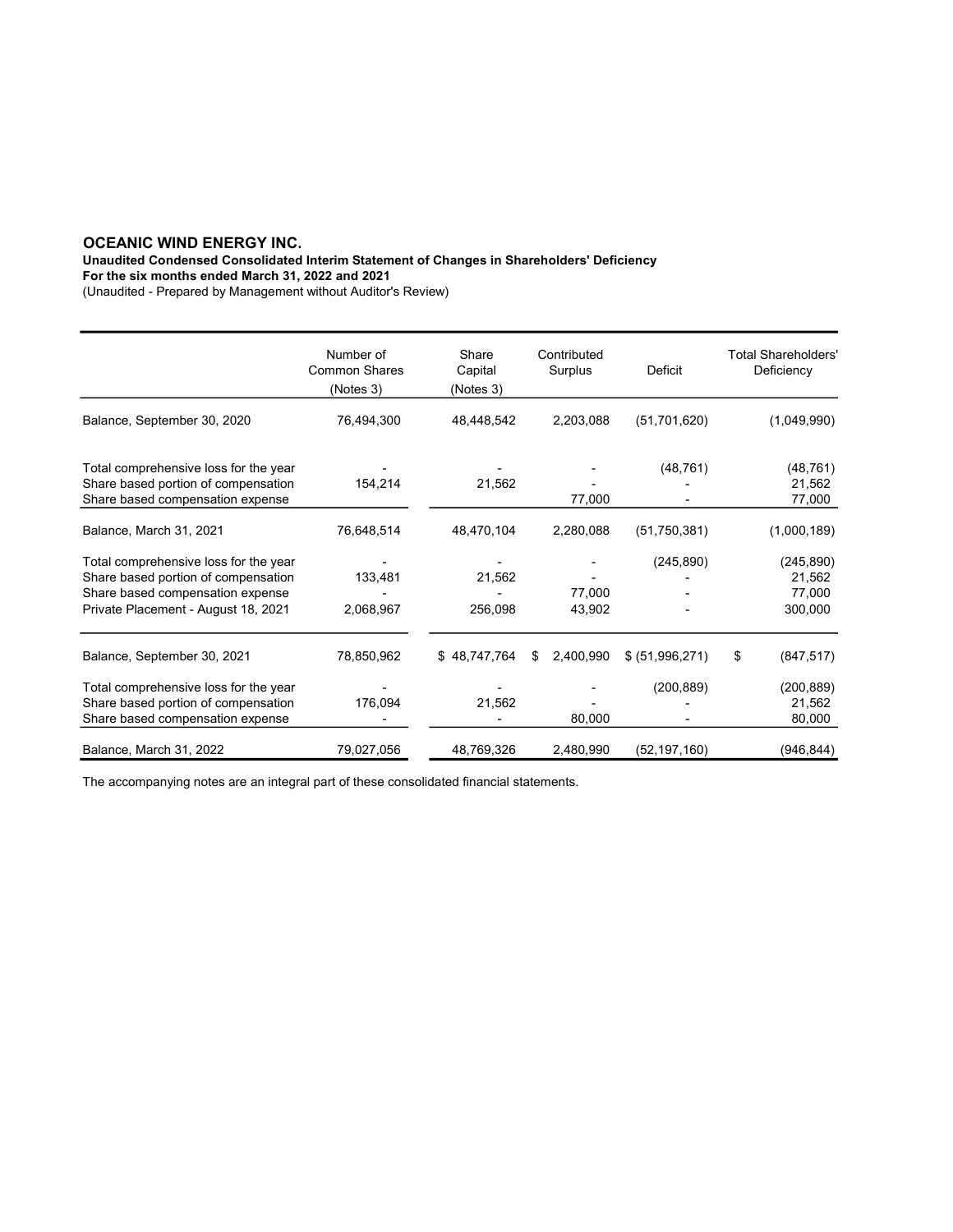**OCEANIC WIND ENERGY INC.**
**Unaudited Condensed Consolidated Interim Statement of Changes in Shareholders' Deficiency**
**For the six months ended March 31, 2022 and 2021**
(Unaudited - Prepared by Management without Auditor's Review)

| | Number of Common Shares (Notes 3) | Share Capital (Notes 3) | Contributed Surplus | Deficit | Total Shareholders' Deficiency |
|---|---|---|---|---|---|
| Balance, September 30, 2020 | 76,494,300 | 48,448,542 | 2,203,088 | (51,701,620) | (1,049,990) |
| Total comprehensive loss for the year | - | - | - | (48,761) | (48,761) |
| Share based portion of compensation | 154,214 | 21,562 | - | - | 21,562 |
| Share based compensation expense | | | 77,000 | - | 77,000 |
| Balance, March 31, 2021 | 76,648,514 | 48,470,104 | 2,280,088 | (51,750,381) | (1,000,189) |
| Total comprehensive loss for the year | - | - | - | (245,890) | (245,890) |
| Share based portion of compensation | 133,481 | 21,562 | - | - | 21,562 |
| Share based compensation expense | - | - | 77,000 | - | 77,000 |
| Private Placement - August 18, 2021 | 2,068,967 | 256,098 | 43,902 | - | 300,000 |
| Balance, September 30, 2021 | 78,850,962 | $ 48,747,764 | $ 2,400,990 | $ (51,996,271) | $ (847,517) |
| Total comprehensive loss for the year | - | - | - | (200,889) | (200,889) |
| Share based portion of compensation | 176,094 | 21,562 | - | - | 21,562 |
| Share based compensation expense | - | - | 80,000 | - | 80,000 |
| Balance, March 31, 2022 | 79,027,056 | 48,769,326 | 2,480,990 | (52,197,160) | (946,844) |

The accompanying notes are an integral part of these consolidated financial statements.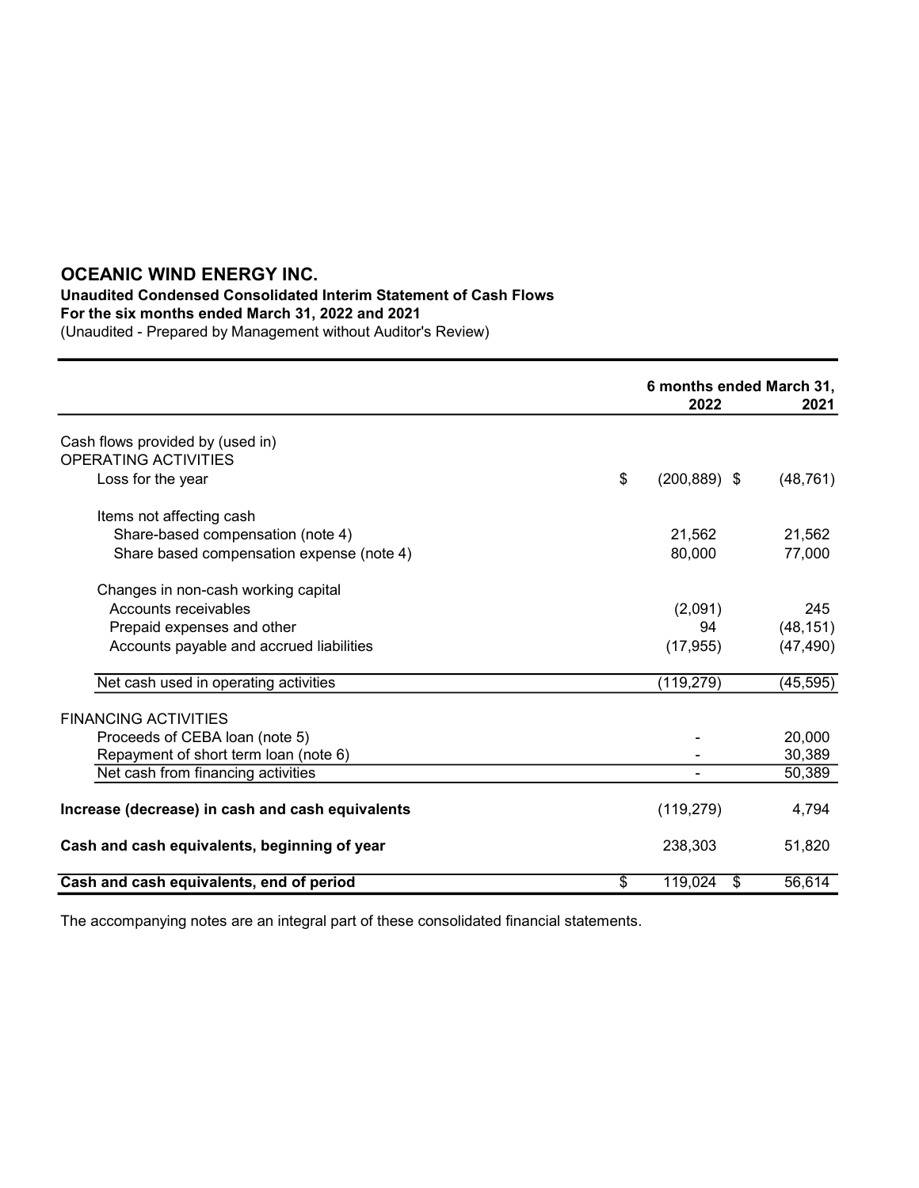# OCEANIC WIND ENERGY INC.

**Unaudited Condensed Consolidated Interim Statement of Cash Flows**
**For the six months ended March 31, 2022 and 2021**
(Unaudited - Prepared by Management without Auditor's Review)

| | 6 months ended March 31, 2022 | 2021 |
|---|---|---|
| Cash flows provided by (used in) | | |
| OPERATING ACTIVITIES | | |
| Loss for the year | $ (200,889) | $ (48,761) |
| Items not affecting cash | | |
| Share-based compensation (note 4) | 21,562 | 21,562 |
| Share based compensation expense (note 4) | 80,000 | 77,000 |
| Changes in non-cash working capital | | |
| Accounts receivables | (2,091) | 245 |
| Prepaid expenses and other | 94 | (48,151) |
| Accounts payable and accrued liabilities | (17,955) | (47,490) |
| Net cash used in operating activities | (119,279) | (45,595) |
| FINANCING ACTIVITIES | | |
| Proceeds of CEBA loan (note 5) | - | 20,000 |
| Repayment of short term loan (note 6) | - | 30,389 |
| Net cash from financing activities | - | 50,389 |
| **Increase (decrease) in cash and cash equivalents** | (119,279) | 4,794 |
| **Cash and cash equivalents, beginning of year** | 238,303 | 51,820 |
| **Cash and cash equivalents, end of period** | $ 119,024 | $ 56,614 |

The accompanying notes are an integral part of these consolidated financial statements.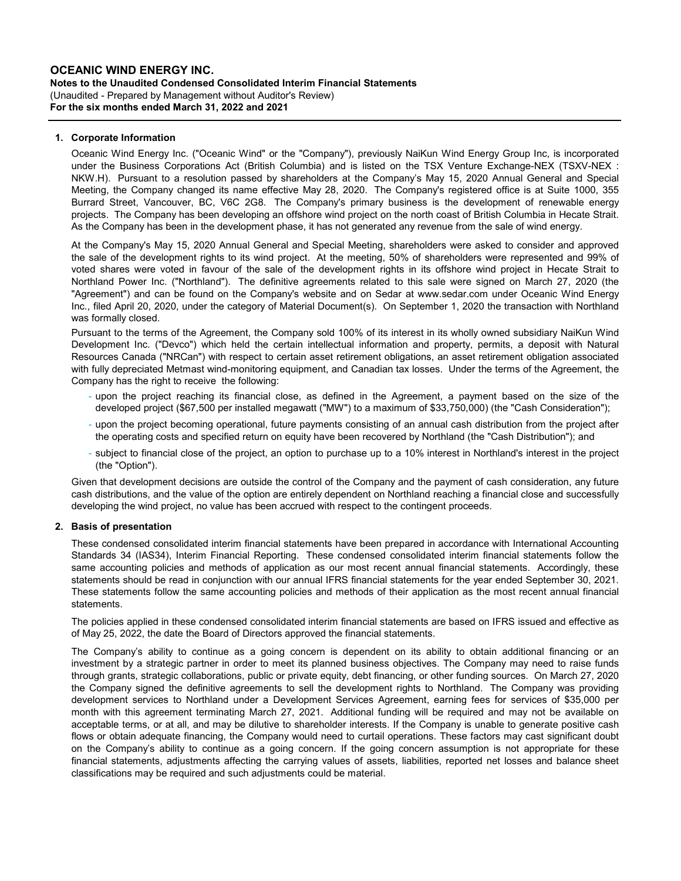**OCEANIC WIND ENERGY INC.**
**Notes to the Unaudited Condensed Consolidated Interim Financial Statements**
(Unaudited - Prepared by Management without Auditor's Review)
**For the six months ended March 31, 2022 and 2021**

## 1. Corporate Information

Oceanic Wind Energy Inc. ("Oceanic Wind" or the "Company"), previously NaiKun Wind Energy Group Inc, is incorporated under the Business Corporations Act (British Columbia) and is listed on the TSX Venture Exchange-NEX (TSXV-NEX : NKW.H). Pursuant to a resolution passed by shareholders at the Company's May 15, 2020 Annual General and Special Meeting, the Company changed its name effective May 28, 2020. The Company's registered office is at Suite 1000, 355 Burrard Street, Vancouver, BC, V6C 2G8. The Company's primary business is the development of renewable energy projects. The Company has been developing an offshore wind project on the north coast of British Columbia in Hecate Strait. As the Company has been in the development phase, it has not generated any revenue from the sale of wind energy.

At the Company's May 15, 2020 Annual General and Special Meeting, shareholders were asked to consider and approved the sale of the development rights to its wind project. At the meeting, 50% of shareholders were represented and 99% of voted shares were voted in favour of the sale of the development rights in its offshore wind project in Hecate Strait to Northland Power Inc. ("Northland"). The definitive agreements related to this sale were signed on March 27, 2020 (the "Agreement") and can be found on the Company's website and on Sedar at www.sedar.com under Oceanic Wind Energy Inc., filed April 20, 2020, under the category of Material Document(s). On September 1, 2020 the transaction with Northland was formally closed.

Pursuant to the terms of the Agreement, the Company sold 100% of its interest in its wholly owned subsidiary NaiKun Wind Development Inc. ("Devco") which held the certain intellectual information and property, permits, a deposit with Natural Resources Canada ("NRCan") with respect to certain asset retirement obligations, an asset retirement obligation associated with fully depreciated Metmast wind-monitoring equipment, and Canadian tax losses. Under the terms of the Agreement, the Company has the right to receive the following:

- upon the project reaching its financial close, as defined in the Agreement, a payment based on the size of the developed project ($67,500 per installed megawatt ("MW") to a maximum of $33,750,000) (the "Cash Consideration");
- upon the project becoming operational, future payments consisting of an annual cash distribution from the project after the operating costs and specified return on equity have been recovered by Northland (the "Cash Distribution"); and
- subject to financial close of the project, an option to purchase up to a 10% interest in Northland's interest in the project (the "Option").

Given that development decisions are outside the control of the Company and the payment of cash consideration, any future cash distributions, and the value of the option are entirely dependent on Northland reaching a financial close and successfully developing the wind project, no value has been accrued with respect to the contingent proceeds.

## 2. Basis of presentation

These condensed consolidated interim financial statements have been prepared in accordance with International Accounting Standards 34 (IAS34), Interim Financial Reporting. These condensed consolidated interim financial statements follow the same accounting policies and methods of application as our most recent annual financial statements. Accordingly, these statements should be read in conjunction with our annual IFRS financial statements for the year ended September 30, 2021. These statements follow the same accounting policies and methods of their application as the most recent annual financial statements.

The policies applied in these condensed consolidated interim financial statements are based on IFRS issued and effective as of May 25, 2022, the date the Board of Directors approved the financial statements.

The Company's ability to continue as a going concern is dependent on its ability to obtain additional financing or an investment by a strategic partner in order to meet its planned business objectives. The Company may need to raise funds through grants, strategic collaborations, public or private equity, debt financing, or other funding sources. On March 27, 2020 the Company signed the definitive agreements to sell the development rights to Northland. The Company was providing development services to Northland under a Development Services Agreement, earning fees for services of $35,000 per month with this agreement terminating March 27, 2021. Additional funding will be required and may not be available on acceptable terms, or at all, and may be dilutive to shareholder interests. If the Company is unable to generate positive cash flows or obtain adequate financing, the Company would need to curtail operations. These factors may cast significant doubt on the Company's ability to continue as a going concern. If the going concern assumption is not appropriate for these financial statements, adjustments affecting the carrying values of assets, liabilities, reported net losses and balance sheet classifications may be required and such adjustments could be material.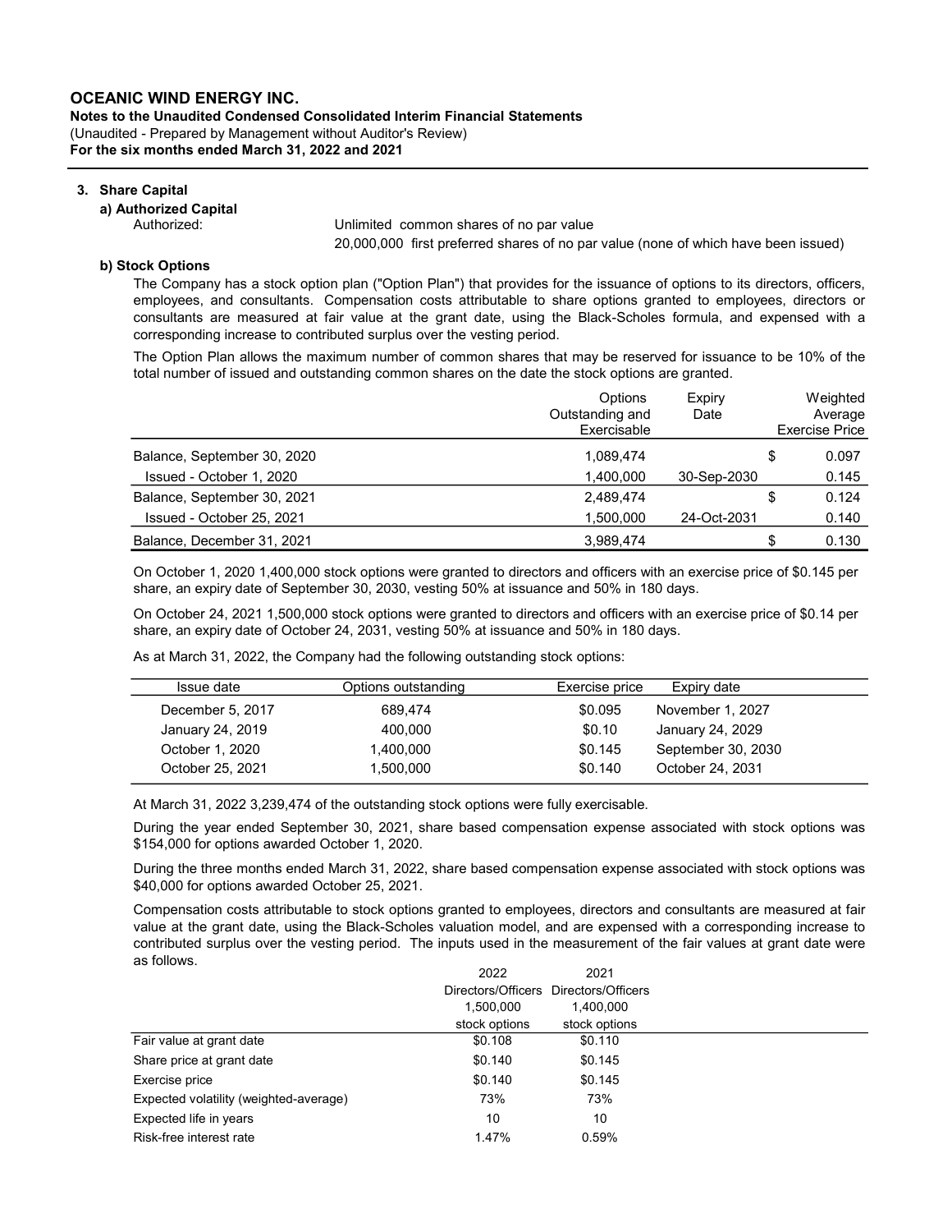**OCEANIC WIND ENERGY INC.**
**Notes to the Unaudited Condensed Consolidated Interim Financial Statements**
(Unaudited - Prepared by Management without Auditor's Review)
**For the six months ended March 31, 2022 and 2021**

## 3. Share Capital

### a) Authorized Capital

| Authorized: | Unlimited common shares of no par value |
|---|---|
| | 20,000,000 first preferred shares of no par value (none of which have been issued) |

### b) Stock Options

The Company has a stock option plan ("Option Plan") that provides for the issuance of options to its directors, officers, employees, and consultants. Compensation costs attributable to share options granted to employees, directors or consultants are measured at fair value at the grant date, using the Black-Scholes formula, and expensed with a corresponding increase to contributed surplus over the vesting period.

The Option Plan allows the maximum number of common shares that may be reserved for issuance to be 10% of the total number of issued and outstanding common shares on the date the stock options are granted.

| | Options Outstanding and Exercisable | Expiry Date | Weighted Average Exercise Price |
|---|---|---|---|
| Balance, September 30, 2020 | 1,089,474 | | $ 0.097 |
| Issued - October 1, 2020 | 1,400,000 | 30-Sep-2030 | 0.145 |
| Balance, September 30, 2021 | 2,489,474 | | $ 0.124 |
| Issued - October 25, 2021 | 1,500,000 | 24-Oct-2031 | 0.140 |
| Balance, December 31, 2021 | 3,989,474 | | $ 0.130 |

On October 1, 2020 1,400,000 stock options were granted to directors and officers with an exercise price of $0.145 per share, an expiry date of September 30, 2030, vesting 50% at issuance and 50% in 180 days.

On October 24, 2021 1,500,000 stock options were granted to directors and officers with an exercise price of $0.14 per share, an expiry date of October 24, 2031, vesting 50% at issuance and 50% in 180 days.

As at March 31, 2022, the Company had the following outstanding stock options:

| Issue date | Options outstanding | Exercise price | Expiry date |
|---|---|---|---|
| December 5, 2017 | 689,474 | $0.095 | November 1, 2027 |
| January 24, 2019 | 400,000 | $0.10 | January 24, 2029 |
| October 1, 2020 | 1,400,000 | $0.145 | September 30, 2030 |
| October 25, 2021 | 1,500,000 | $0.140 | October 24, 2031 |

At March 31, 2022 3,239,474 of the outstanding stock options were fully exercisable.

During the year ended September 30, 2021, share based compensation expense associated with stock options was $154,000 for options awarded October 1, 2020.

During the three months ended March 31, 2022, share based compensation expense associated with stock options was $40,000 for options awarded October 25, 2021.

Compensation costs attributable to stock options granted to employees, directors and consultants are measured at fair value at the grant date, using the Black-Scholes valuation model, and are expensed with a corresponding increase to contributed surplus over the vesting period. The inputs used in the measurement of the fair values at grant date were as follows.

| | 2022 Directors/Officers 1,500,000 stock options | 2021 Directors/Officers 1,400,000 stock options |
|---|---|---|
| Fair value at grant date | $0.108 | $0.110 |
| Share price at grant date | $0.140 | $0.145 |
| Exercise price | $0.140 | $0.145 |
| Expected volatility (weighted-average) | 73% | 73% |
| Expected life in years | 10 | 10 |
| Risk-free interest rate | 1.47% | 0.59% |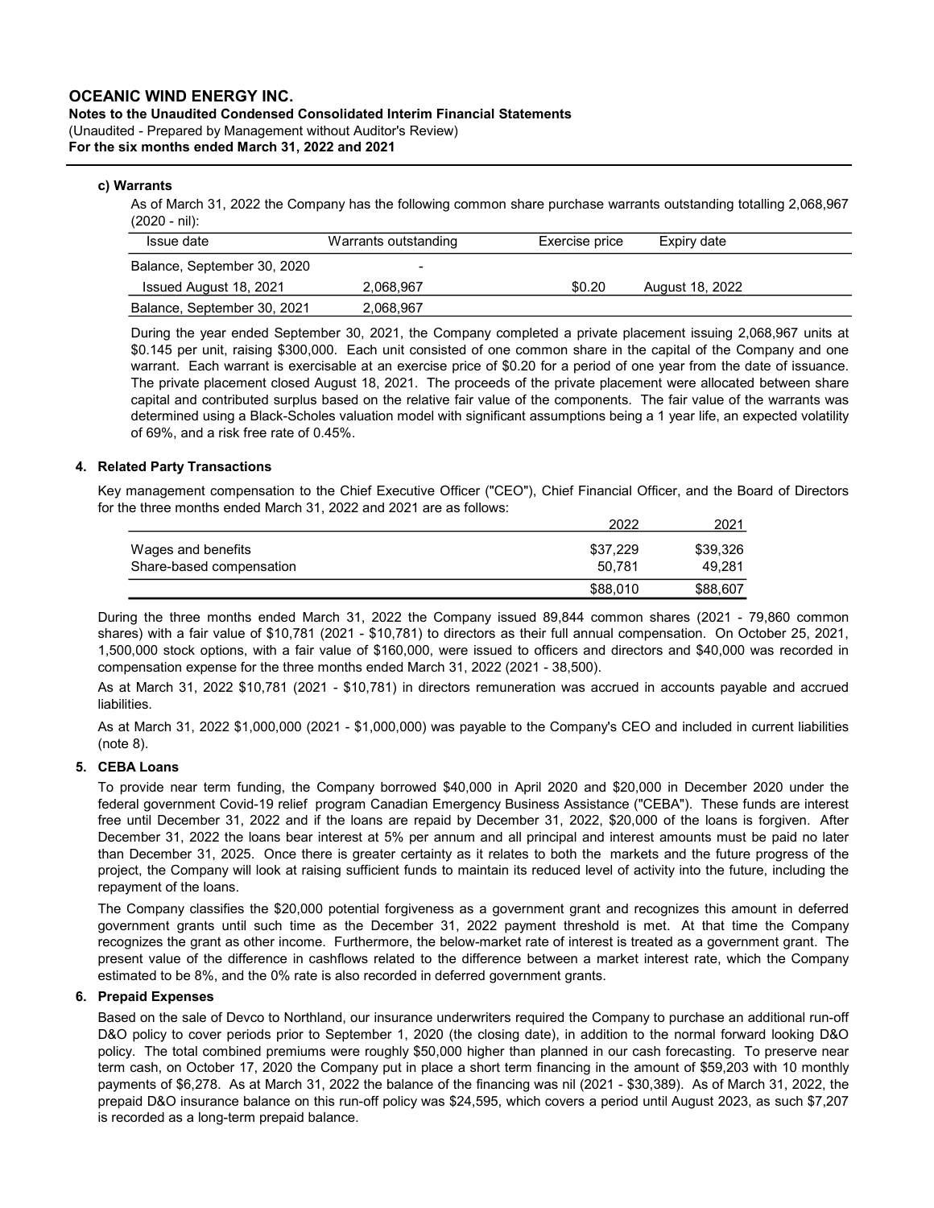**c) Warrants**

As of March 31, 2022 the Company has the following common share purchase warrants outstanding totalling 2,068,967 (2020 - nil):

| Issue date | Warrants outstanding | Exercise price | Expiry date |
|---|---|---|---|
| Balance, September 30, 2020 | - | | |
| Issued August 18, 2021 | 2,068,967 | $0.20 | August 18, 2022 |
| Balance, September 30, 2021 | 2,068,967 | | |

During the year ended September 30, 2021, the Company completed a private placement issuing 2,068,967 units at $0.145 per unit, raising $300,000. Each unit consisted of one common share in the capital of the Company and one warrant. Each warrant is exercisable at an exercise price of $0.20 for a period of one year from the date of issuance. The private placement closed August 18, 2021. The proceeds of the private placement were allocated between share capital and contributed surplus based on the relative fair value of the components. The fair value of the warrants was determined using a Black-Scholes valuation model with significant assumptions being a 1 year life, an expected volatility of 69%, and a risk free rate of 0.45%.

## 4. Related Party Transactions

Key management compensation to the Chief Executive Officer ("CEO"), Chief Financial Officer, and the Board of Directors for the three months ended March 31, 2022 and 2021 are as follows:

| | 2022 | 2021 |
|---|---|---|
| Wages and benefits | $37,229 | $39,326 |
| Share-based compensation | 50,781 | 49,281 |
| | $88,010 | $88,607 |

During the three months ended March 31, 2022 the Company issued 89,844 common shares (2021 - 79,860 common shares) with a fair value of $10,781 (2021 - $10,781) to directors as their full annual compensation. On October 25, 2021, 1,500,000 stock options, with a fair value of $160,000, were issued to officers and directors and $40,000 was recorded in compensation expense for the three months ended March 31, 2022 (2021 - 38,500).

As at March 31, 2022 $10,781 (2021 - $10,781) in directors remuneration was accrued in accounts payable and accrued liabilities.

As at March 31, 2022 $1,000,000 (2021 - $1,000,000) was payable to the Company's CEO and included in current liabilities (note 8).

## 5. CEBA Loans

To provide near term funding, the Company borrowed $40,000 in April 2020 and $20,000 in December 2020 under the federal government Covid-19 relief program Canadian Emergency Business Assistance ("CEBA"). These funds are interest free until December 31, 2022 and if the loans are repaid by December 31, 2022, $20,000 of the loans is forgiven. After December 31, 2022 the loans bear interest at 5% per annum and all principal and interest amounts must be paid no later than December 31, 2025. Once there is greater certainty as it relates to both the markets and the future progress of the project, the Company will look at raising sufficient funds to maintain its reduced level of activity into the future, including the repayment of the loans.

The Company classifies the $20,000 potential forgiveness as a government grant and recognizes this amount in deferred government grants until such time as the December 31, 2022 payment threshold is met. At that time the Company recognizes the grant as other income. Furthermore, the below-market rate of interest is treated as a government grant. The present value of the difference in cashflows related to the difference between a market interest rate, which the Company estimated to be 8%, and the 0% rate is also recorded in deferred government grants.

## 6. Prepaid Expenses

Based on the sale of Devco to Northland, our insurance underwriters required the Company to purchase an additional run-off D&O policy to cover periods prior to September 1, 2020 (the closing date), in addition to the normal forward looking D&O policy. The total combined premiums were roughly $50,000 higher than planned in our cash forecasting. To preserve near term cash, on October 17, 2020 the Company put in place a short term financing in the amount of $59,203 with 10 monthly payments of $6,278. As at March 31, 2022 the balance of the financing was nil (2021 - $30,389). As of March 31, 2022, the prepaid D&O insurance balance on this run-off policy was $24,595, which covers a period until August 2023, as such $7,207 is recorded as a long-term prepaid balance.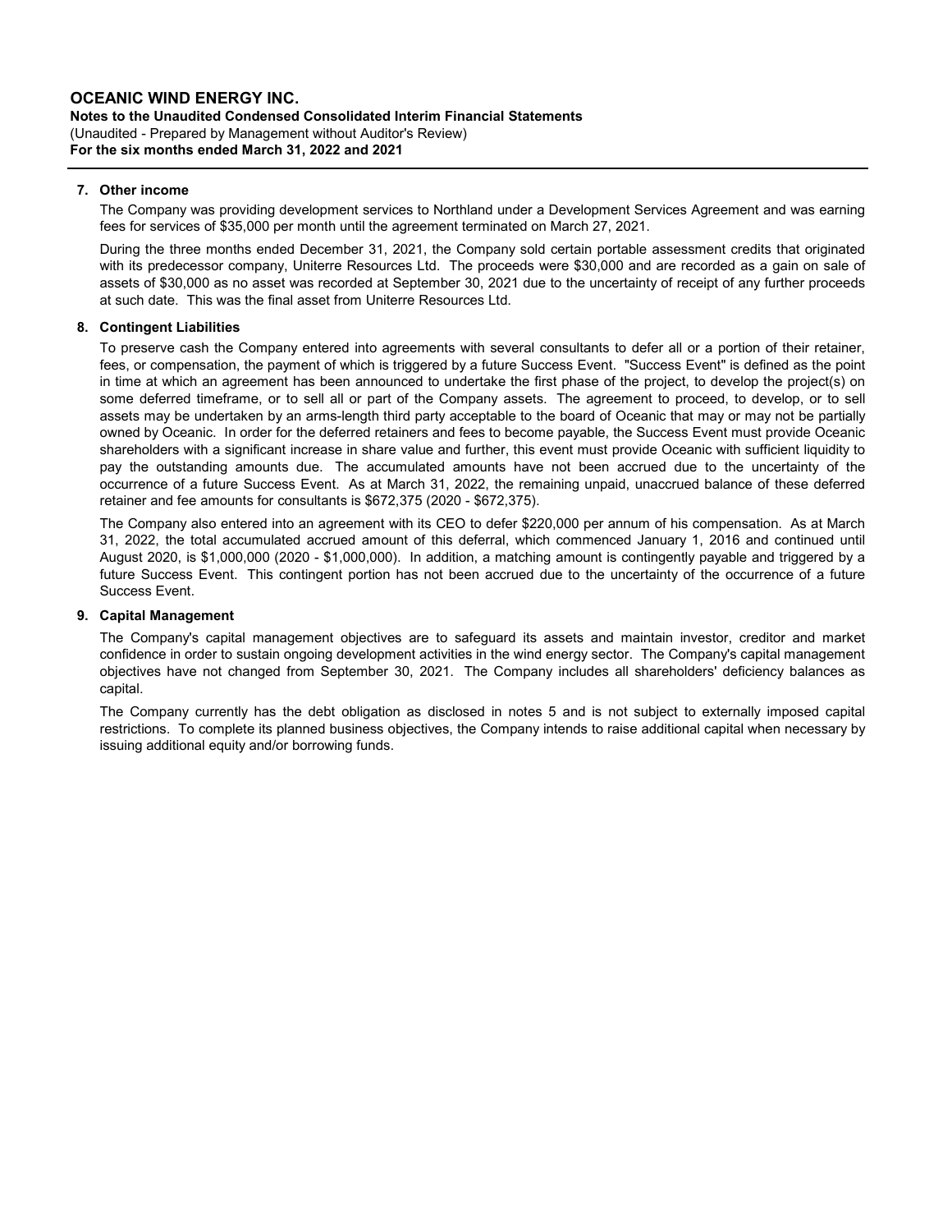### 7. Other income

The Company was providing development services to Northland under a Development Services Agreement and was earning fees for services of $35,000 per month until the agreement terminated on March 27, 2021.

During the three months ended December 31, 2021, the Company sold certain portable assessment credits that originated with its predecessor company, Uniterre Resources Ltd. The proceeds were $30,000 and are recorded as a gain on sale of assets of $30,000 as no asset was recorded at September 30, 2021 due to the uncertainty of receipt of any further proceeds at such date. This was the final asset from Uniterre Resources Ltd.

### 8. Contingent Liabilities

To preserve cash the Company entered into agreements with several consultants to defer all or a portion of their retainer, fees, or compensation, the payment of which is triggered by a future Success Event. "Success Event" is defined as the point in time at which an agreement has been announced to undertake the first phase of the project, to develop the project(s) on some deferred timeframe, or to sell all or part of the Company assets. The agreement to proceed, to develop, or to sell assets may be undertaken by an arms-length third party acceptable to the board of Oceanic that may or may not be partially owned by Oceanic. In order for the deferred retainers and fees to become payable, the Success Event must provide Oceanic shareholders with a significant increase in share value and further, this event must provide Oceanic with sufficient liquidity to pay the outstanding amounts due. The accumulated amounts have not been accrued due to the uncertainty of the occurrence of a future Success Event. As at March 31, 2022, the remaining unpaid, unaccrued balance of these deferred retainer and fee amounts for consultants is $672,375 (2020 - $672,375).

The Company also entered into an agreement with its CEO to defer $220,000 per annum of his compensation. As at March 31, 2022, the total accumulated accrued amount of this deferral, which commenced January 1, 2016 and continued until August 2020, is $1,000,000 (2020 - $1,000,000). In addition, a matching amount is contingently payable and triggered by a future Success Event. This contingent portion has not been accrued due to the uncertainty of the occurrence of a future Success Event.

### 9. Capital Management

The Company's capital management objectives are to safeguard its assets and maintain investor, creditor and market confidence in order to sustain ongoing development activities in the wind energy sector. The Company's capital management objectives have not changed from September 30, 2021. The Company includes all shareholders' deficiency balances as capital.

The Company currently has the debt obligation as disclosed in notes 5 and is not subject to externally imposed capital restrictions. To complete its planned business objectives, the Company intends to raise additional capital when necessary by issuing additional equity and/or borrowing funds.